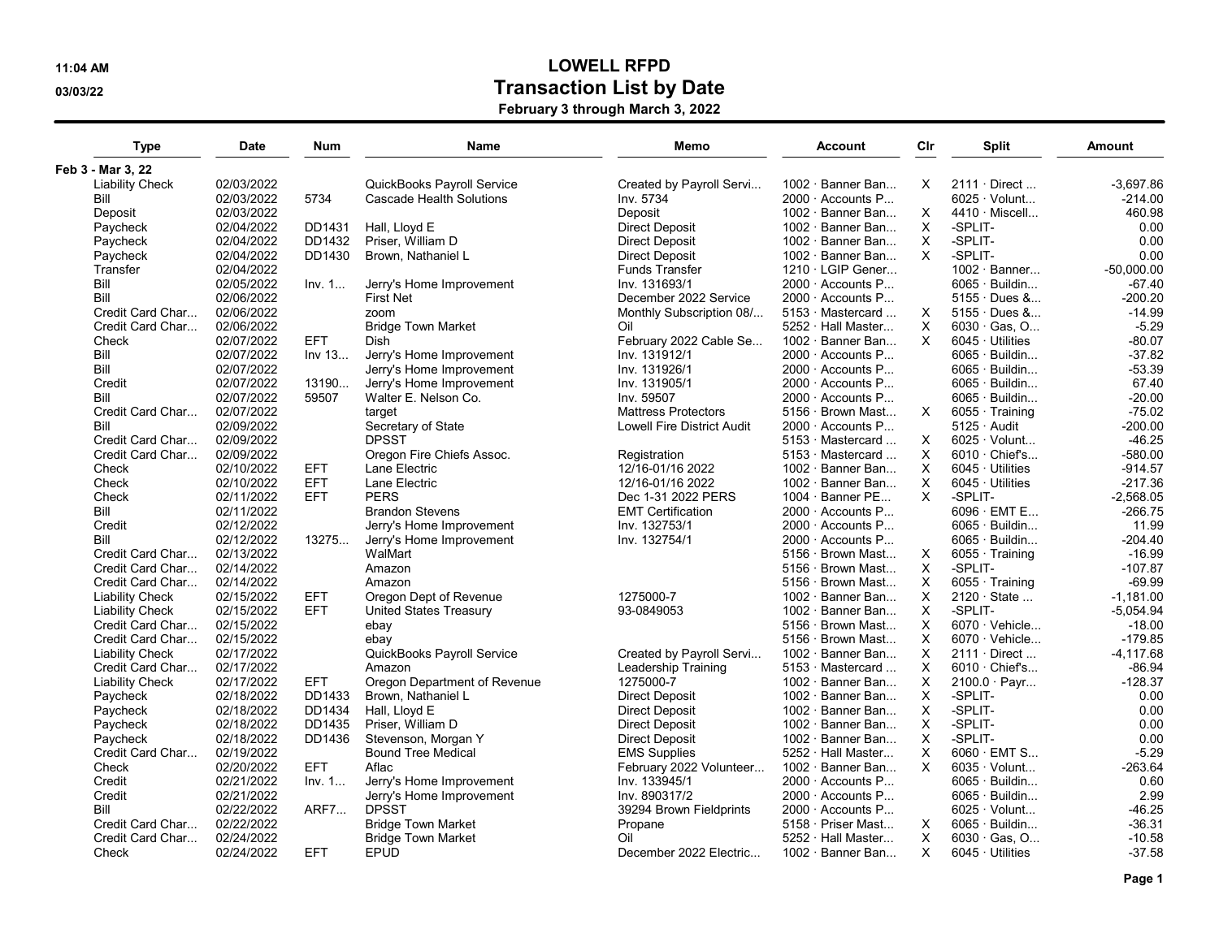# LOWELL RFPD

## Transaction List by Date

**February 3 through March 3, 2022**

| Type | Date | Num | Name | Memo | Account | Clr | Split | Amount |
|---|---|---|---|---|---|---|---|---|
| **Feb 3 - Mar 3, 22** | | | | | | | | |
| Liability Check | 02/03/2022 | | QuickBooks Payroll Service | Created by Payroll Servi... | 1002 · Banner Ban... | X | 2111 · Direct ... | -3,697.86 |
| Bill | 02/03/2022 | 5734 | Cascade Health Solutions | Inv. 5734 | 2000 · Accounts P... | | 6025 · Volunt... | -214.00 |
| Deposit | 02/03/2022 | | | Deposit | 1002 · Banner Ban... | X | 4410 · Miscell... | 460.98 |
| Paycheck | 02/04/2022 | DD1431 | Hall, Lloyd E | Direct Deposit | 1002 · Banner Ban... | X | -SPLIT- | 0.00 |
| Paycheck | 02/04/2022 | DD1432 | Priser, William D | Direct Deposit | 1002 · Banner Ban... | X | -SPLIT- | 0.00 |
| Paycheck | 02/04/2022 | DD1430 | Brown, Nathaniel L | Direct Deposit | 1002 · Banner Ban... | X | -SPLIT- | 0.00 |
| Transfer | 02/04/2022 | | | Funds Transfer | 1210 · LGIP Gener... | | 1002 · Banner... | -50,000.00 |
| Bill | 02/05/2022 | Inv. 1... | Jerry's Home Improvement | Inv. 131693/1 | 2000 · Accounts P... | | 6065 · Buildin... | -67.40 |
| Bill | 02/06/2022 | | First Net | December 2022 Service | 2000 · Accounts P... | | 5155 · Dues &... | -200.20 |
| Credit Card Char... | 02/06/2022 | | zoom | Monthly Subscription 08/... | 5153 · Mastercard ... | X | 5155 · Dues &... | -14.99 |
| Credit Card Char... | 02/06/2022 | | Bridge Town Market | Oil | 5252 · Hall Master... | X | 6030 · Gas, O... | -5.29 |
| Check | 02/07/2022 | EFT | Dish | February 2022 Cable Se... | 1002 · Banner Ban... | X | 6045 · Utilities | -80.07 |
| Bill | 02/07/2022 | Inv 13... | Jerry's Home Improvement | Inv. 131912/1 | 2000 · Accounts P... | | 6065 · Buildin... | -37.82 |
| Bill | 02/07/2022 | | Jerry's Home Improvement | Inv. 131926/1 | 2000 · Accounts P... | | 6065 · Buildin... | -53.39 |
| Credit | 02/07/2022 | 13190... | Jerry's Home Improvement | Inv. 131905/1 | 2000 · Accounts P... | | 6065 · Buildin... | 67.40 |
| Bill | 02/07/2022 | 59507 | Walter E. Nelson Co. | Inv. 59507 | 2000 · Accounts P... | | 6065 · Buildin... | -20.00 |
| Credit Card Char... | 02/07/2022 | | target | Mattress Protectors | 5156 · Brown Mast... | X | 6055 · Training | -75.02 |
| Bill | 02/09/2022 | | Secretary of State | Lowell Fire District Audit | 2000 · Accounts P... | | 5125 · Audit | -200.00 |
| Credit Card Char... | 02/09/2022 | | DPSST | | 5153 · Mastercard ... | X | 6025 · Volunt... | -46.25 |
| Credit Card Char... | 02/09/2022 | | Oregon Fire Chiefs Assoc. | Registration | 5153 · Mastercard ... | X | 6010 · Chief's... | -580.00 |
| Check | 02/10/2022 | EFT | Lane Electric | 12/16-01/16 2022 | 1002 · Banner Ban... | X | 6045 · Utilities | -914.57 |
| Check | 02/10/2022 | EFT | Lane Electric | 12/16-01/16 2022 | 1002 · Banner Ban... | X | 6045 · Utilities | -217.36 |
| Check | 02/11/2022 | EFT | PERS | Dec 1-31 2022 PERS | 1004 · Banner PE... | X | -SPLIT- | -2,568.05 |
| Bill | 02/11/2022 | | Brandon Stevens | EMT Certification | 2000 · Accounts P... | | 6096 · EMT E... | -266.75 |
| Credit | 02/12/2022 | | Jerry's Home Improvement | Inv. 132753/1 | 2000 · Accounts P... | | 6065 · Buildin... | 11.99 |
| Bill | 02/12/2022 | 13275... | Jerry's Home Improvement | Inv. 132754/1 | 2000 · Accounts P... | | 6065 · Buildin... | -204.40 |
| Credit Card Char... | 02/13/2022 | | WalMart | | 5156 · Brown Mast... | X | 6055 · Training | -16.99 |
| Credit Card Char... | 02/14/2022 | | Amazon | | 5156 · Brown Mast... | X | -SPLIT- | -107.87 |
| Credit Card Char... | 02/14/2022 | | Amazon | | 5156 · Brown Mast... | X | 6055 · Training | -69.99 |
| Liability Check | 02/15/2022 | EFT | Oregon Dept of Revenue | 1275000-7 | 1002 · Banner Ban... | X | 2120 · State ... | -1,181.00 |
| Liability Check | 02/15/2022 | EFT | United States Treasury | 93-0849053 | 1002 · Banner Ban... | X | -SPLIT- | -5,054.94 |
| Credit Card Char... | 02/15/2022 | | ebay | | 5156 · Brown Mast... | X | 6070 · Vehicle... | -18.00 |
| Credit Card Char... | 02/15/2022 | | ebay | | 5156 · Brown Mast... | X | 6070 · Vehicle... | -179.85 |
| Liability Check | 02/17/2022 | | QuickBooks Payroll Service | Created by Payroll Servi... | 1002 · Banner Ban... | X | 2111 · Direct ... | -4,117.68 |
| Credit Card Char... | 02/17/2022 | | Amazon | Leadership Training | 5153 · Mastercard ... | X | 6010 · Chief's... | -86.94 |
| Liability Check | 02/17/2022 | EFT | Oregon Department of Revenue | 1275000-7 | 1002 · Banner Ban... | X | 2100.0 · Payr... | -128.37 |
| Paycheck | 02/18/2022 | DD1433 | Brown, Nathaniel L | Direct Deposit | 1002 · Banner Ban... | X | -SPLIT- | 0.00 |
| Paycheck | 02/18/2022 | DD1434 | Hall, Lloyd E | Direct Deposit | 1002 · Banner Ban... | X | -SPLIT- | 0.00 |
| Paycheck | 02/18/2022 | DD1435 | Priser, William D | Direct Deposit | 1002 · Banner Ban... | X | -SPLIT- | 0.00 |
| Paycheck | 02/18/2022 | DD1436 | Stevenson, Morgan Y | Direct Deposit | 1002 · Banner Ban... | X | -SPLIT- | 0.00 |
| Credit Card Char... | 02/19/2022 | | Bound Tree Medical | EMS Supplies | 5252 · Hall Master... | X | 6060 · EMT S... | -5.29 |
| Check | 02/20/2022 | EFT | Aflac | February 2022 Volunteer... | 1002 · Banner Ban... | X | 6035 · Volunt... | -263.64 |
| Credit | 02/21/2022 | Inv. 1... | Jerry's Home Improvement | Inv. 133945/1 | 2000 · Accounts P... | | 6065 · Buildin... | 0.60 |
| Credit | 02/21/2022 | | Jerry's Home Improvement | Inv. 890317/2 | 2000 · Accounts P... | | 6065 · Buildin... | 2.99 |
| Bill | 02/22/2022 | ARF7... | DPSST | 39294 Brown Fieldprints | 2000 · Accounts P... | | 6025 · Volunt... | -46.25 |
| Credit Card Char... | 02/22/2022 | | Bridge Town Market | Propane | 5158 · Priser Mast... | X | 6065 · Buildin... | -36.31 |
| Credit Card Char... | 02/24/2022 | | Bridge Town Market | Oil | 5252 · Hall Master... | X | 6030 · Gas, O... | -10.58 |
| Check | 02/24/2022 | EFT | EPUD | December 2022 Electric... | 1002 · Banner Ban... | X | 6045 · Utilities | -37.58 |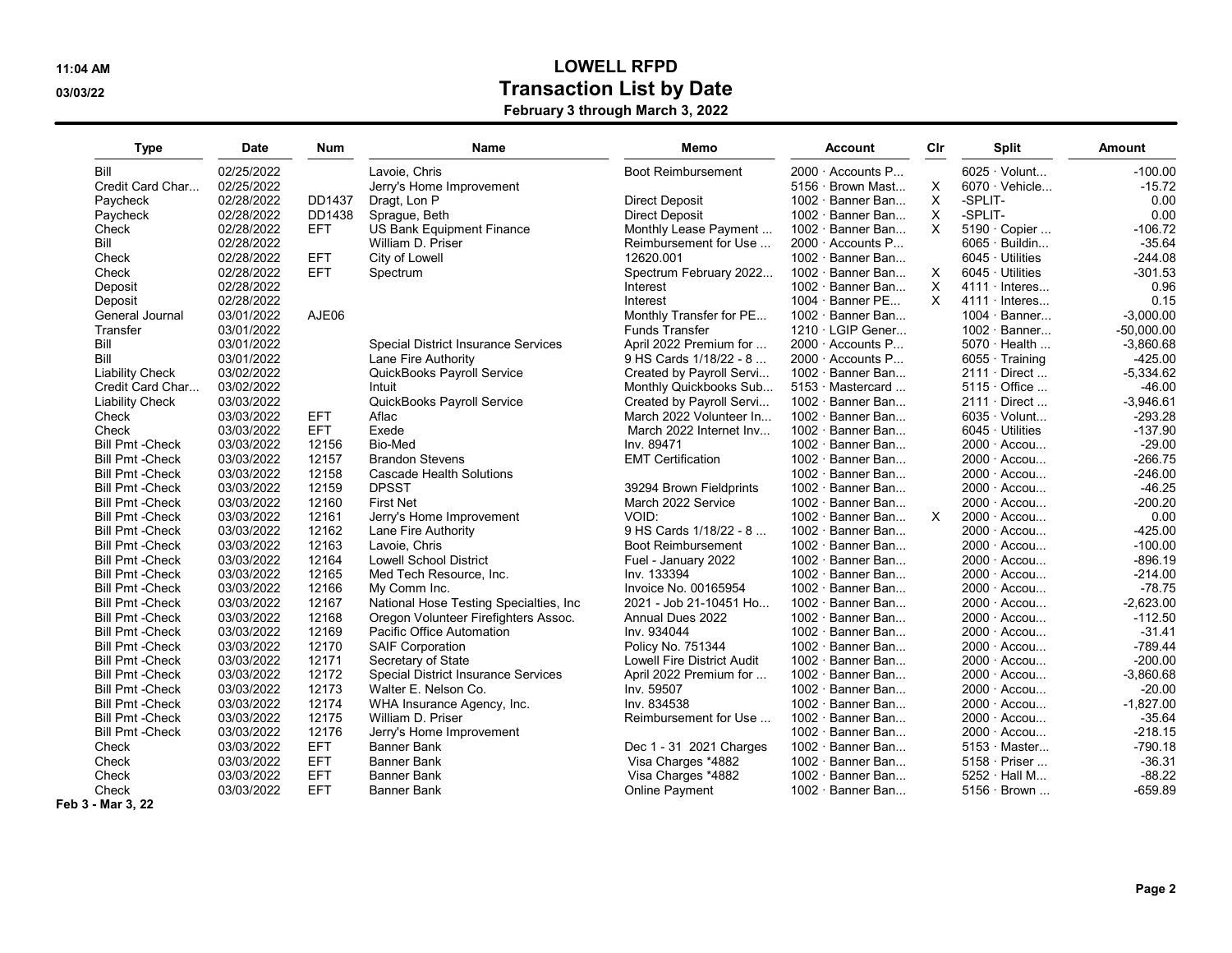# LOWELL RFPD
## Transaction List by Date
**February 3 through March 3, 2022**

| Type | Date | Num | Name | Memo | Account | Clr | Split | Amount |
|---|---|---|---|---|---|---|---|---|
| Bill | 02/25/2022 | | Lavoie, Chris | Boot Reimbursement | 2000 · Accounts P... | | 6025 · Volunt... | -100.00 |
| Credit Card Char... | 02/25/2022 | | Jerry's Home Improvement | | 5156 · Brown Mast... | X | 6070 · Vehicle... | -15.72 |
| Paycheck | 02/28/2022 | DD1437 | Dragt, Lon P | Direct Deposit | 1002 · Banner Ban... | X | -SPLIT- | 0.00 |
| Paycheck | 02/28/2022 | DD1438 | Sprague, Beth | Direct Deposit | 1002 · Banner Ban... | X | -SPLIT- | 0.00 |
| Check | 02/28/2022 | EFT | US Bank Equipment Finance | Monthly Lease Payment ... | 1002 · Banner Ban... | X | 5190 · Copier ... | -106.72 |
| Bill | 02/28/2022 | | William D. Priser | Reimbursement for Use ... | 2000 · Accounts P... | | 6065 · Buildin... | -35.64 |
| Check | 02/28/2022 | EFT | City of Lowell | 12620.001 | 1002 · Banner Ban... | | 6045 · Utilities | -244.08 |
| Check | 02/28/2022 | EFT | Spectrum | Spectrum February 2022... | 1002 · Banner Ban... | X | 6045 · Utilities | -301.53 |
| Deposit | 02/28/2022 | | | Interest | 1002 · Banner Ban... | X | 4111 · Interes... | 0.96 |
| Deposit | 02/28/2022 | | | Interest | 1004 · Banner PE... | X | 4111 · Interes... | 0.15 |
| General Journal | 03/01/2022 | AJE06 | | Monthly Transfer for PE... | 1002 · Banner Ban... | | 1004 · Banner... | -3,000.00 |
| Transfer | 03/01/2022 | | | Funds Transfer | 1210 · LGIP Gener... | | 1002 · Banner... | -50,000.00 |
| Bill | 03/01/2022 | | Special District Insurance Services | April 2022 Premium for ... | 2000 · Accounts P... | | 5070 · Health ... | -3,860.68 |
| Bill | 03/01/2022 | | Lane Fire Authority | 9 HS Cards 1/18/22 - 8 ... | 2000 · Accounts P... | | 6055 · Training | -425.00 |
| Liability Check | 03/02/2022 | | QuickBooks Payroll Service | Created by Payroll Servi... | 1002 · Banner Ban... | | 2111 · Direct ... | -5,334.62 |
| Credit Card Char... | 03/02/2022 | | Intuit | Monthly Quickbooks Sub... | 5153 · Mastercard ... | | 5115 · Office ... | -46.00 |
| Liability Check | 03/03/2022 | | QuickBooks Payroll Service | Created by Payroll Servi... | 1002 · Banner Ban... | | 2111 · Direct ... | -3,946.61 |
| Check | 03/03/2022 | EFT | Aflac | March 2022 Volunteer In... | 1002 · Banner Ban... | | 6035 · Volunt... | -293.28 |
| Check | 03/03/2022 | EFT | Exede | March 2022 Internet Inv... | 1002 · Banner Ban... | | 6045 · Utilities | -137.90 |
| Bill Pmt -Check | 03/03/2022 | 12156 | Bio-Med | Inv. 89471 | 1002 · Banner Ban... | | 2000 · Accou... | -29.00 |
| Bill Pmt -Check | 03/03/2022 | 12157 | Brandon Stevens | EMT Certification | 1002 · Banner Ban... | | 2000 · Accou... | -266.75 |
| Bill Pmt -Check | 03/03/2022 | 12158 | Cascade Health Solutions | | 1002 · Banner Ban... | | 2000 · Accou... | -246.00 |
| Bill Pmt -Check | 03/03/2022 | 12159 | DPSST | 39294 Brown Fieldprints | 1002 · Banner Ban... | | 2000 · Accou... | -46.25 |
| Bill Pmt -Check | 03/03/2022 | 12160 | First Net | March 2022 Service | 1002 · Banner Ban... | | 2000 · Accou... | -200.20 |
| Bill Pmt -Check | 03/03/2022 | 12161 | Jerry's Home Improvement | VOID: | 1002 · Banner Ban... | X | 2000 · Accou... | 0.00 |
| Bill Pmt -Check | 03/03/2022 | 12162 | Lane Fire Authority | 9 HS Cards 1/18/22 - 8 ... | 1002 · Banner Ban... | | 2000 · Accou... | -425.00 |
| Bill Pmt -Check | 03/03/2022 | 12163 | Lavoie, Chris | Boot Reimbursement | 1002 · Banner Ban... | | 2000 · Accou... | -100.00 |
| Bill Pmt -Check | 03/03/2022 | 12164 | Lowell School District | Fuel - January 2022 | 1002 · Banner Ban... | | 2000 · Accou... | -896.19 |
| Bill Pmt -Check | 03/03/2022 | 12165 | Med Tech Resource, Inc. | Inv. 133394 | 1002 · Banner Ban... | | 2000 · Accou... | -214.00 |
| Bill Pmt -Check | 03/03/2022 | 12166 | My Comm Inc. | Invoice No. 00165954 | 1002 · Banner Ban... | | 2000 · Accou... | -78.75 |
| Bill Pmt -Check | 03/03/2022 | 12167 | National Hose Testing Specialties, Inc | 2021 - Job 21-10451 Ho... | 1002 · Banner Ban... | | 2000 · Accou... | -2,623.00 |
| Bill Pmt -Check | 03/03/2022 | 12168 | Oregon Volunteer Firefighters Assoc. | Annual Dues 2022 | 1002 · Banner Ban... | | 2000 · Accou... | -112.50 |
| Bill Pmt -Check | 03/03/2022 | 12169 | Pacific Office Automation | Inv. 934044 | 1002 · Banner Ban... | | 2000 · Accou... | -31.41 |
| Bill Pmt -Check | 03/03/2022 | 12170 | SAIF Corporation | Policy No. 751344 | 1002 · Banner Ban... | | 2000 · Accou... | -789.44 |
| Bill Pmt -Check | 03/03/2022 | 12171 | Secretary of State | Lowell Fire District Audit | 1002 · Banner Ban... | | 2000 · Accou... | -200.00 |
| Bill Pmt -Check | 03/03/2022 | 12172 | Special District Insurance Services | April 2022 Premium for ... | 1002 · Banner Ban... | | 2000 · Accou... | -3,860.68 |
| Bill Pmt -Check | 03/03/2022 | 12173 | Walter E. Nelson Co. | Inv. 59507 | 1002 · Banner Ban... | | 2000 · Accou... | -20.00 |
| Bill Pmt -Check | 03/03/2022 | 12174 | WHA Insurance Agency, Inc. | Inv. 834538 | 1002 · Banner Ban... | | 2000 · Accou... | -1,827.00 |
| Bill Pmt -Check | 03/03/2022 | 12175 | William D. Priser | Reimbursement for Use ... | 1002 · Banner Ban... | | 2000 · Accou... | -35.64 |
| Bill Pmt -Check | 03/03/2022 | 12176 | Jerry's Home Improvement | | 1002 · Banner Ban... | | 2000 · Accou... | -218.15 |
| Check | 03/03/2022 | EFT | Banner Bank | Dec 1 - 31 2021 Charges | 1002 · Banner Ban... | | 5153 · Master... | -790.18 |
| Check | 03/03/2022 | EFT | Banner Bank | Visa Charges *4882 | 1002 · Banner Ban... | | 5158 · Priser ... | -36.31 |
| Check | 03/03/2022 | EFT | Banner Bank | Visa Charges *4882 | 1002 · Banner Ban... | | 5252 · Hall M... | -88.22 |
| Check | 03/03/2022 | EFT | Banner Bank | Online Payment | 1002 · Banner Ban... | | 5156 · Brown ... | -659.89 |

Feb 3 - Mar 3, 22